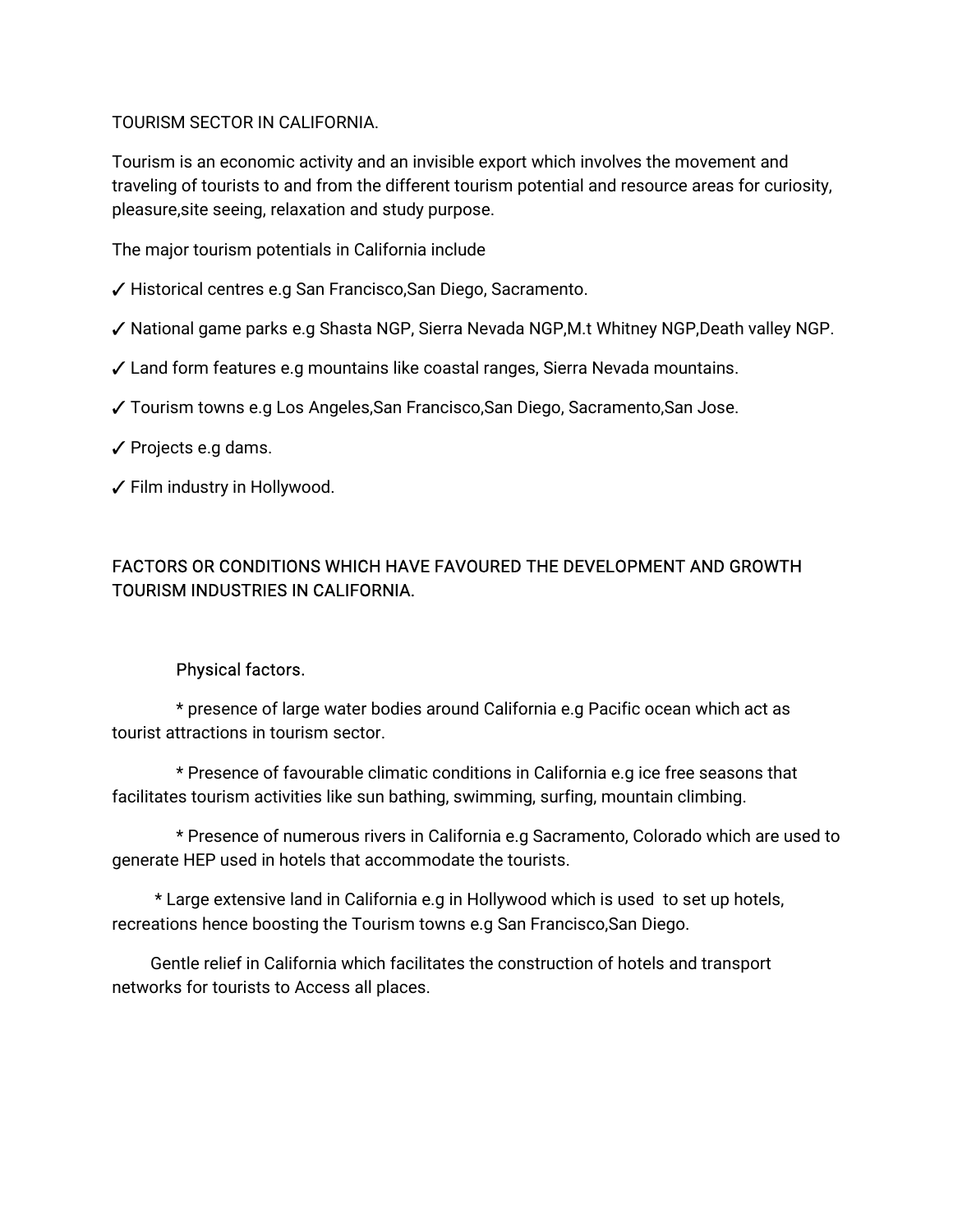TOURISM SECTOR IN CALIFORNIA.

Tourism is an economic activity and an invisible export which involves the movement and traveling of tourists to and from the different tourism potential and resource areas for curiosity, pleasure,site seeing, relaxation and study purpose.

The major tourism potentials in California include

✓ Historical centres e.g San Francisco,San Diego, Sacramento.

✓ National game parks e.g Shasta NGP, Sierra Nevada NGP,M.t Whitney NGP,Death valley NGP.

✓ Land form features e.g mountains like coastal ranges, Sierra Nevada mountains.

✓ Tourism towns e.g Los Angeles,San Francisco,San Diego, Sacramento,San Jose.

✓ Projects e.g dams.

✓ Film industry in Hollywood.

FACTORS OR CONDITIONS WHICH HAVE FAVOURED THE DEVELOPMENT AND GROWTH TOURISM INDUSTRIES IN CALIFORNIA.

Physical factors.

* presence of large water bodies around California e.g Pacific ocean which act as tourist attractions in tourism sector.

* Presence of favourable climatic conditions in California e.g ice free seasons that facilitates tourism activities like sun bathing, swimming, surfing, mountain climbing.

* Presence of numerous rivers in California e.g Sacramento, Colorado which are used to generate HEP used in hotels that accommodate the tourists.

* Large extensive land in California e.g in Hollywood which is used to set up hotels, recreations hence boosting the Tourism towns e.g San Francisco,San Diego.

Gentle relief in California which facilitates the construction of hotels and transport networks for tourists to Access all places.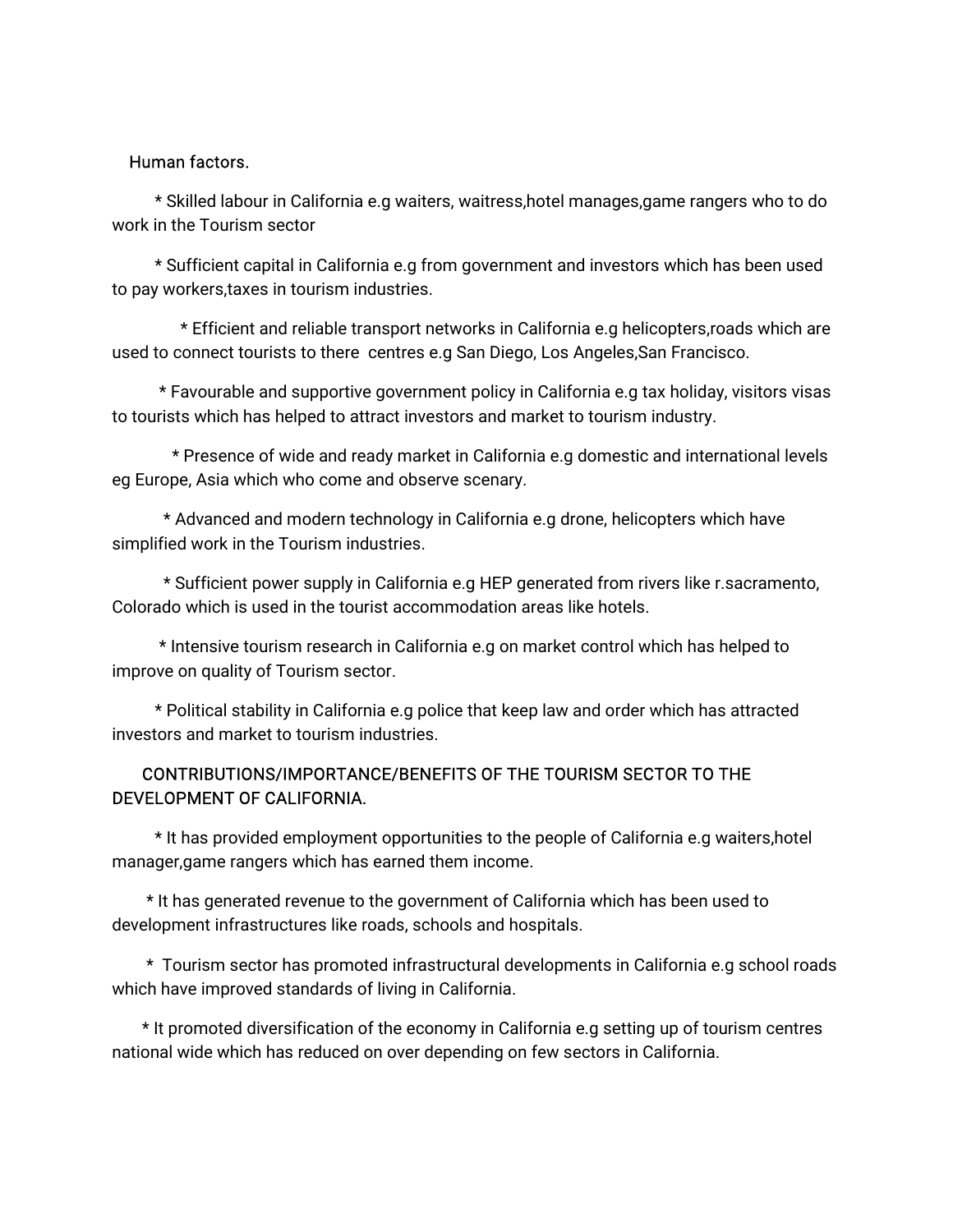Human factors.

* Skilled labour in California e.g waiters, waitress,hotel manages,game rangers who to do work in the Tourism sector

* Sufficient capital in California e.g from government and investors which has been used to pay workers,taxes in tourism industries.

* Efficient and reliable transport networks in California e.g helicopters,roads which are used to connect tourists to there centres e.g San Diego, Los Angeles,San Francisco.

* Favourable and supportive government policy in California e.g tax holiday, visitors visas to tourists which has helped to attract investors and market to tourism industry.

* Presence of wide and ready market in California e.g domestic and international levels eg Europe, Asia which who come and observe scenary.

* Advanced and modern technology in California e.g drone, helicopters which have simplified work in the Tourism industries.

* Sufficient power supply in California e.g HEP generated from rivers like r.sacramento, Colorado which is used in the tourist accommodation areas like hotels.

* Intensive tourism research in California e.g on market control which has helped to improve on quality of Tourism sector.

* Political stability in California e.g police that keep law and order which has attracted investors and market to tourism industries.

CONTRIBUTIONS/IMPORTANCE/BENEFITS OF THE TOURISM SECTOR TO THE DEVELOPMENT OF CALIFORNIA.

* It has provided employment opportunities to the people of California e.g waiters,hotel manager,game rangers which has earned them income.

* It has generated revenue to the government of California which has been used to development infrastructures like roads, schools and hospitals.

* Tourism sector has promoted infrastructural developments in California e.g school roads which have improved standards of living in California.

* It promoted diversification of the economy in California e.g setting up of tourism centres national wide which has reduced on over depending on few sectors in California.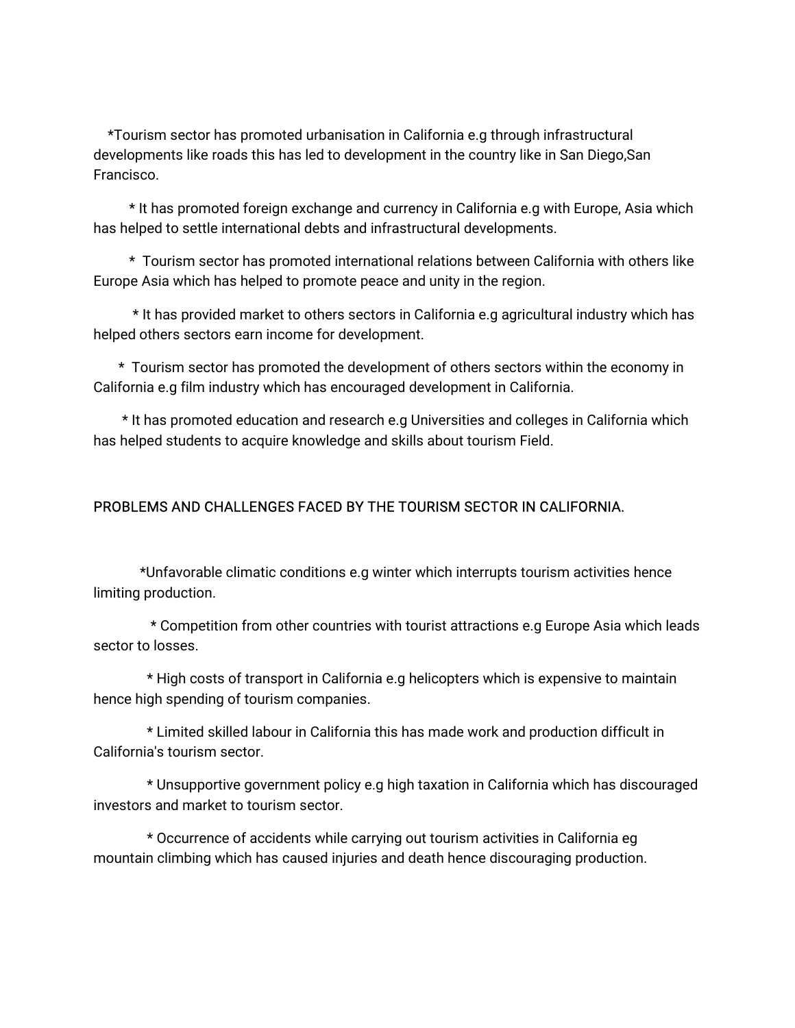*Tourism sector has promoted urbanisation in California e.g through infrastructural developments like roads this has led to development in the country like in San Diego,San Francisco.

* It has promoted foreign exchange and currency in California e.g with Europe, Asia which has helped to settle international debts and infrastructural developments.

* Tourism sector has promoted international relations between California with others like Europe Asia which has helped to promote peace and unity in the region.

* It has provided market to others sectors in California e.g agricultural industry which has helped others sectors earn income for development.

* Tourism sector has promoted the development of others sectors within the economy in California e.g film industry which has encouraged development in California.

* It has promoted education and research e.g Universities and colleges in California which has helped students to acquire knowledge and skills about tourism Field.

PROBLEMS AND CHALLENGES FACED BY THE TOURISM SECTOR IN CALIFORNIA.

*Unfavorable climatic conditions e.g winter which interrupts tourism activities hence limiting production.

* Competition from other countries with tourist attractions e.g Europe Asia which leads sector to losses.

* High costs of transport in California e.g helicopters which is expensive to maintain hence high spending of tourism companies.

* Limited skilled labour in California this has made work and production difficult in California's tourism sector.

* Unsupportive government policy e.g high taxation in California which has discouraged investors and market to tourism sector.

* Occurrence of accidents while carrying out tourism activities in California eg mountain climbing which has caused injuries and death hence discouraging production.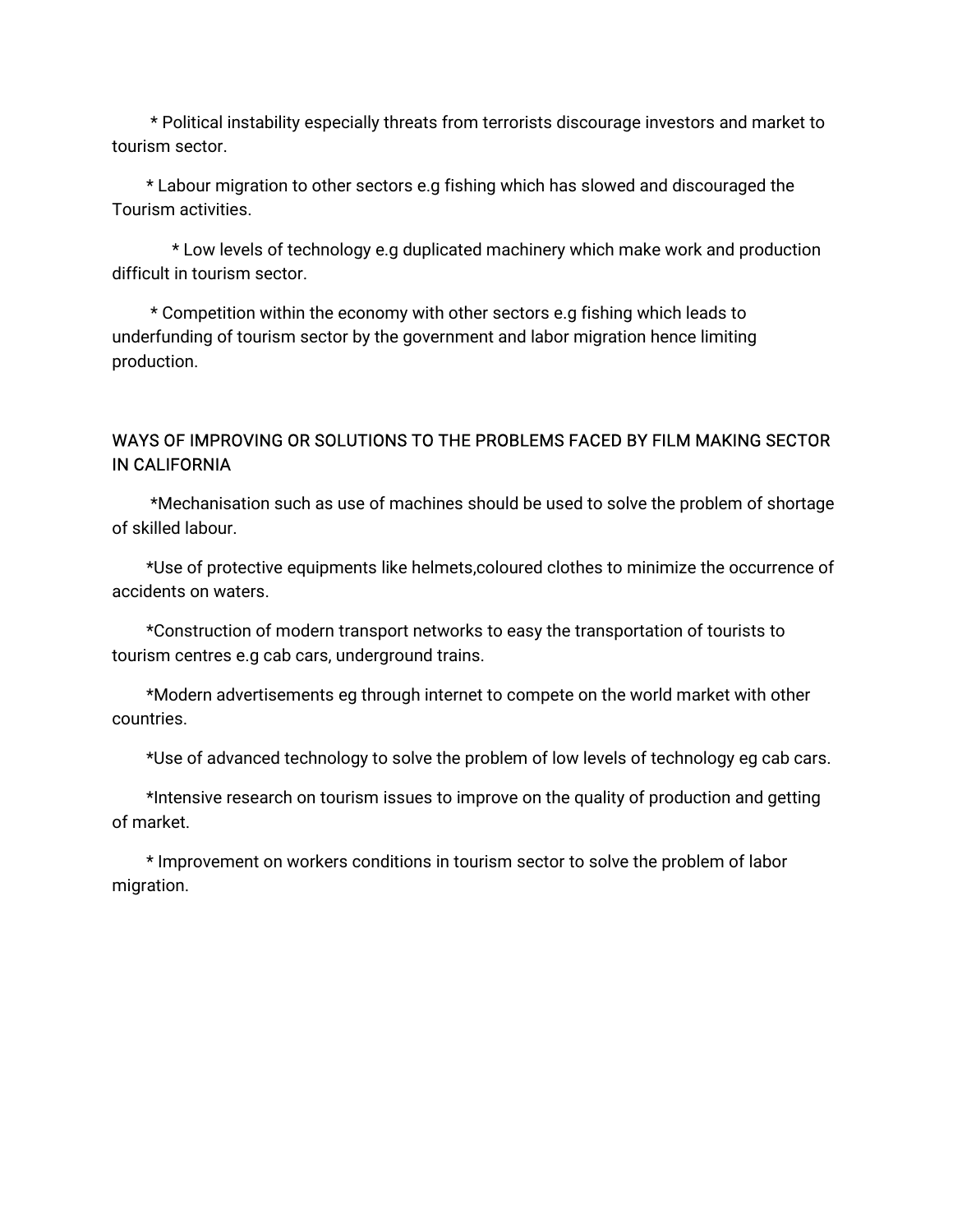* Political instability especially threats from terrorists discourage investors and market to tourism sector.

* Labour migration to other sectors e.g fishing which has slowed and discouraged the Tourism activities.

* Low levels of technology e.g duplicated machinery which make work and production difficult in tourism sector.

* Competition within the economy with other sectors e.g fishing which leads to underfunding of tourism sector by the government and labor migration hence limiting production.

WAYS OF IMPROVING OR SOLUTIONS TO THE PROBLEMS FACED BY FILM MAKING SECTOR IN CALIFORNIA

*Mechanisation such as use of machines should be used to solve the problem of shortage of skilled labour.

*Use of protective equipments like helmets,coloured clothes to minimize the occurrence of accidents on waters.

*Construction of modern transport networks to easy the transportation of tourists to tourism centres e.g cab cars, underground trains.

*Modern advertisements eg through internet to compete on the world market with other countries.

*Use of advanced technology to solve the problem of low levels of technology eg cab cars.

*Intensive research on tourism issues to improve on the quality of production and getting of market.

* Improvement on workers conditions in tourism sector to solve the problem of labor migration.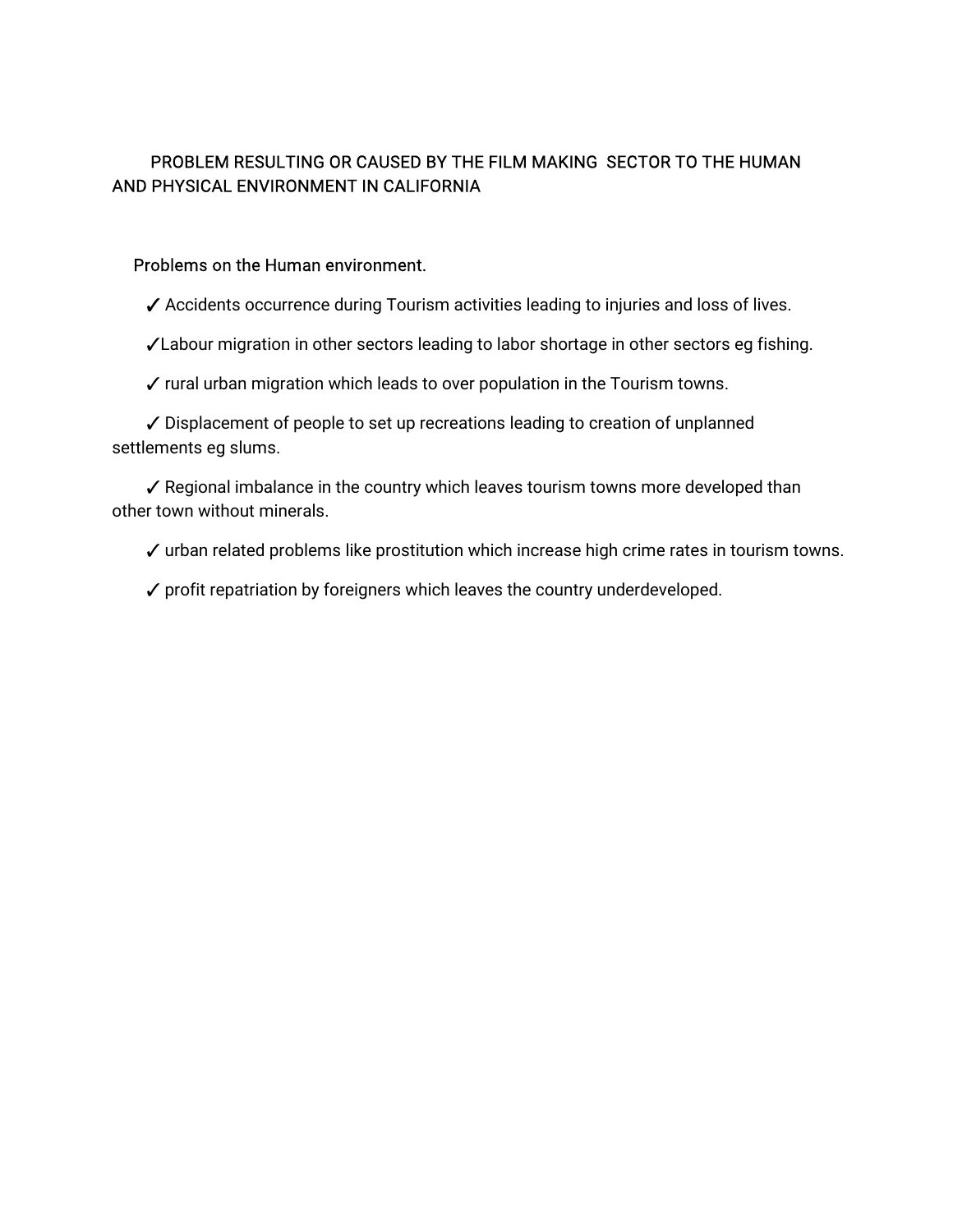## PROBLEM RESULTING OR CAUSED BY THE FILM MAKING SECTOR TO THE HUMAN AND PHYSICAL ENVIRONMENT IN CALIFORNIA

### Problems on the Human environment.

- ✓ Accidents occurrence during Tourism activities leading to injuries and loss of lives.
- ✓Labour migration in other sectors leading to labor shortage in other sectors eg fishing.
- ✓ rural urban migration which leads to over population in the Tourism towns.
- ✓ Displacement of people to set up recreations leading to creation of unplanned settlements eg slums.
- ✓ Regional imbalance in the country which leaves tourism towns more developed than other town without minerals.
- ✓ urban related problems like prostitution which increase high crime rates in tourism towns.
- ✓ profit repatriation by foreigners which leaves the country underdeveloped.